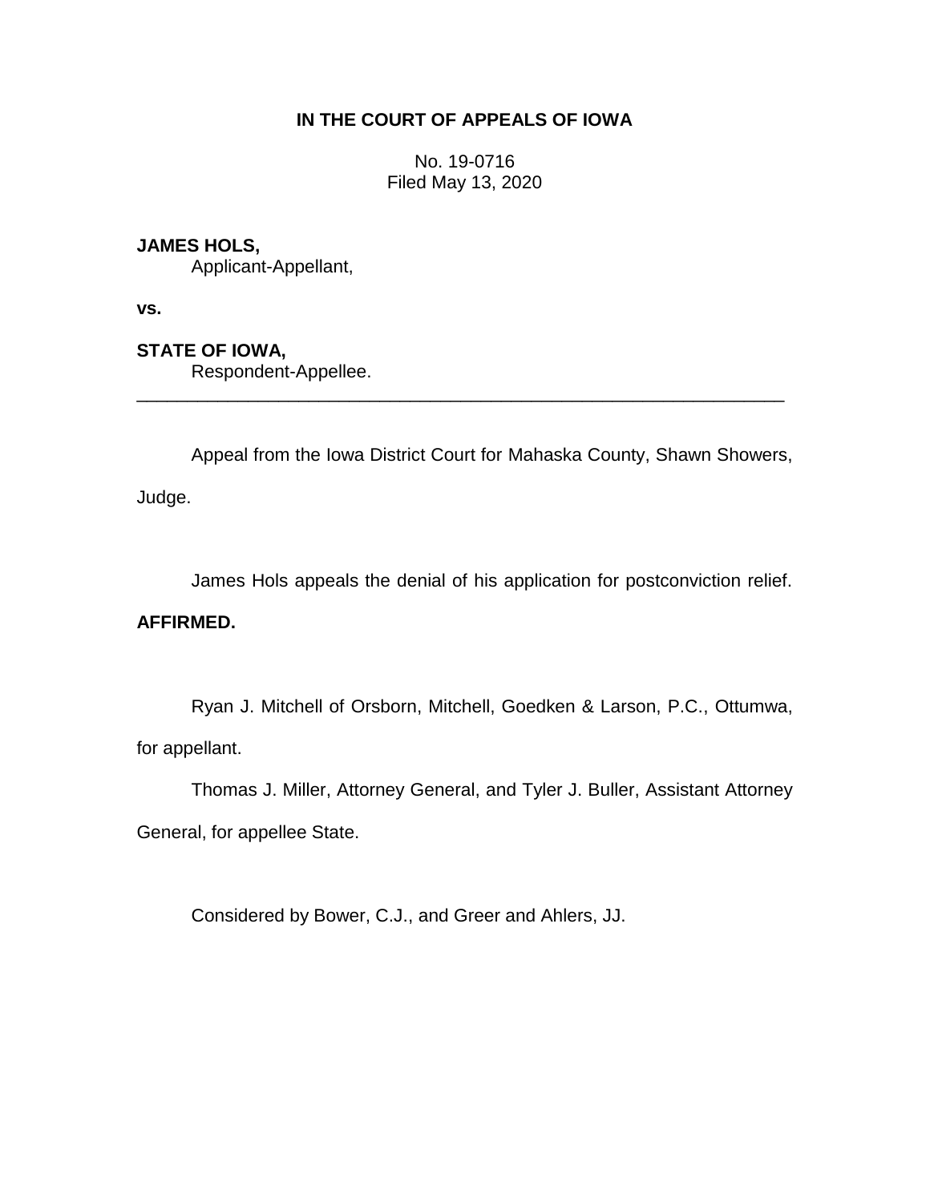# IN THE COURT OF APPEALS OF IOWA

No. 19-0716
Filed May 13, 2020

**JAMES HOLS,**
Applicant-Appellant,

**vs.**

**STATE OF IOWA,**
Respondent-Appellee.

---

Appeal from the Iowa District Court for Mahaska County, Shawn Showers, Judge.

James Hols appeals the denial of his application for postconviction relief.

**AFFIRMED.**

Ryan J. Mitchell of Orsborn, Mitchell, Goedken & Larson, P.C., Ottumwa, for appellant.

Thomas J. Miller, Attorney General, and Tyler J. Buller, Assistant Attorney General, for appellee State.

Considered by Bower, C.J., and Greer and Ahlers, JJ.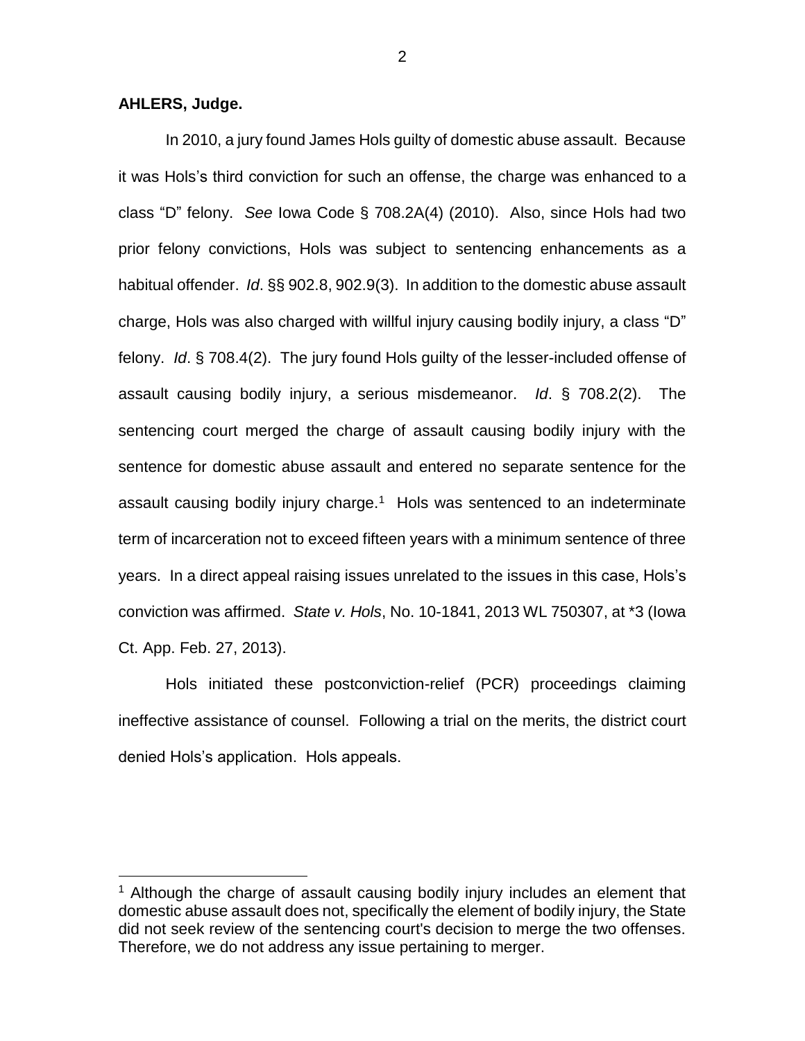**AHLERS, Judge.**

In 2010, a jury found James Hols guilty of domestic abuse assault. Because it was Hols's third conviction for such an offense, the charge was enhanced to a class "D" felony. *See* Iowa Code § 708.2A(4) (2010). Also, since Hols had two prior felony convictions, Hols was subject to sentencing enhancements as a habitual offender. *Id*. §§ 902.8, 902.9(3). In addition to the domestic abuse assault charge, Hols was also charged with willful injury causing bodily injury, a class "D" felony. *Id*. § 708.4(2). The jury found Hols guilty of the lesser-included offense of assault causing bodily injury, a serious misdemeanor. *Id*. § 708.2(2). The sentencing court merged the charge of assault causing bodily injury with the sentence for domestic abuse assault and entered no separate sentence for the assault causing bodily injury charge.[1] Hols was sentenced to an indeterminate term of incarceration not to exceed fifteen years with a minimum sentence of three years. In a direct appeal raising issues unrelated to the issues in this case, Hols's conviction was affirmed. *State v. Hols*, No. 10-1841, 2013 WL 750307, at *3 (Iowa Ct. App. Feb. 27, 2013).

Hols initiated these postconviction-relief (PCR) proceedings claiming ineffective assistance of counsel. Following a trial on the merits, the district court denied Hols's application. Hols appeals.

---

[1] Although the charge of assault causing bodily injury includes an element that domestic abuse assault does not, specifically the element of bodily injury, the State did not seek review of the sentencing court's decision to merge the two offenses. Therefore, we do not address any issue pertaining to merger.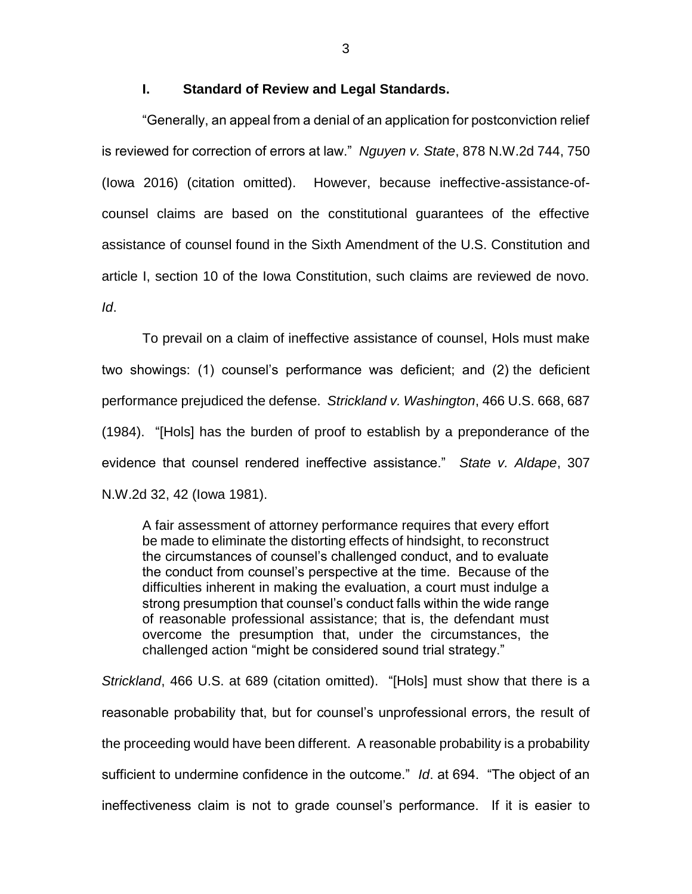## I. Standard of Review and Legal Standards.

"Generally, an appeal from a denial of an application for postconviction relief is reviewed for correction of errors at law." *Nguyen v. State*, 878 N.W.2d 744, 750 (Iowa 2016) (citation omitted). However, because ineffective-assistance-of-counsel claims are based on the constitutional guarantees of the effective assistance of counsel found in the Sixth Amendment of the U.S. Constitution and article I, section 10 of the Iowa Constitution, such claims are reviewed de novo. *Id*.

To prevail on a claim of ineffective assistance of counsel, Hols must make two showings: (1) counsel's performance was deficient; and (2) the deficient performance prejudiced the defense. *Strickland v. Washington*, 466 U.S. 668, 687 (1984). "[Hols] has the burden of proof to establish by a preponderance of the evidence that counsel rendered ineffective assistance." *State v. Aldape*, 307 N.W.2d 32, 42 (Iowa 1981).

> A fair assessment of attorney performance requires that every effort be made to eliminate the distorting effects of hindsight, to reconstruct the circumstances of counsel's challenged conduct, and to evaluate the conduct from counsel's perspective at the time. Because of the difficulties inherent in making the evaluation, a court must indulge a strong presumption that counsel's conduct falls within the wide range of reasonable professional assistance; that is, the defendant must overcome the presumption that, under the circumstances, the challenged action "might be considered sound trial strategy."

*Strickland*, 466 U.S. at 689 (citation omitted). "[Hols] must show that there is a reasonable probability that, but for counsel's unprofessional errors, the result of the proceeding would have been different. A reasonable probability is a probability sufficient to undermine confidence in the outcome." *Id*. at 694. "The object of an ineffectiveness claim is not to grade counsel's performance. If it is easier to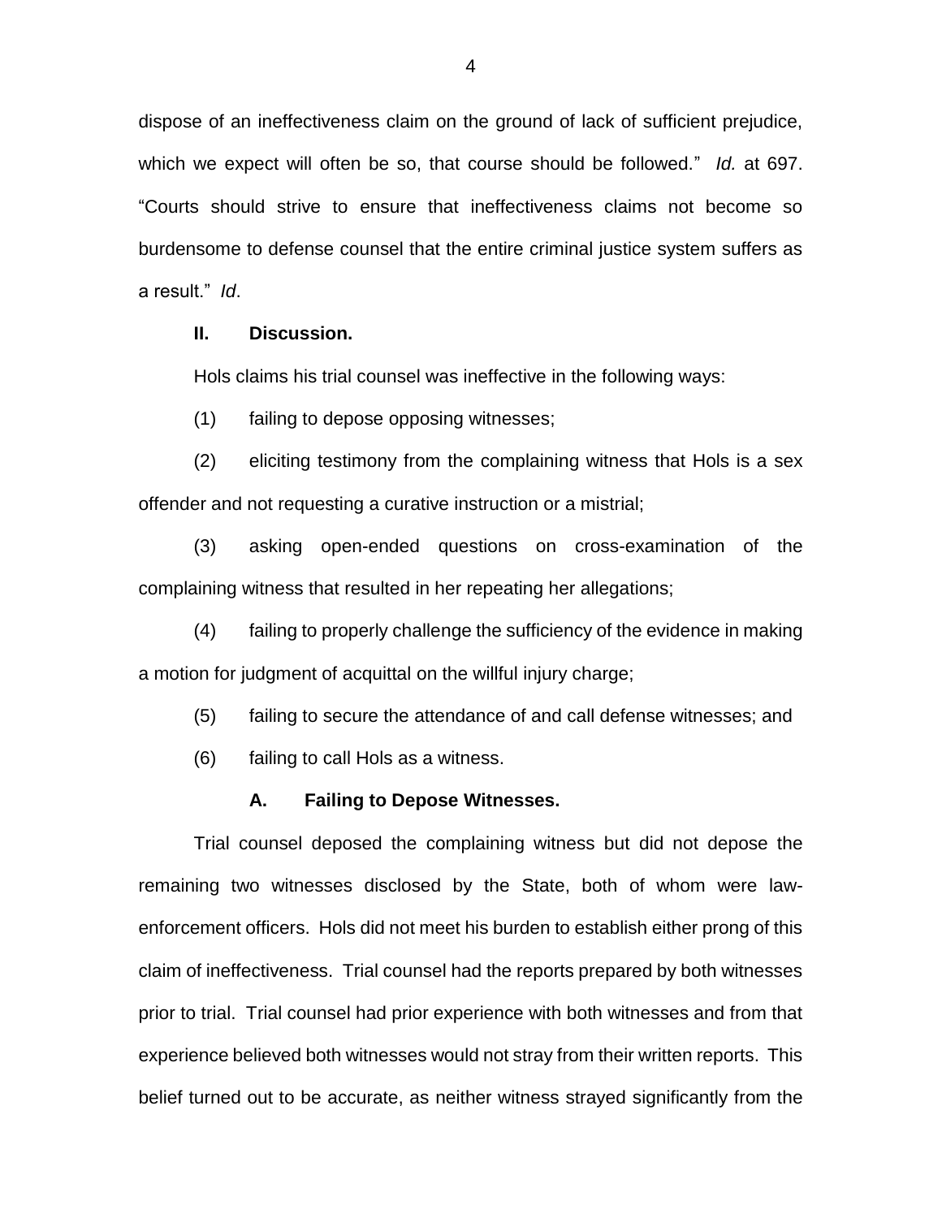dispose of an ineffectiveness claim on the ground of lack of sufficient prejudice, which we expect will often be so, that course should be followed." *Id.* at 697. "Courts should strive to ensure that ineffectiveness claims not become so burdensome to defense counsel that the entire criminal justice system suffers as a result." *Id*.

## II. Discussion.

Hols claims his trial counsel was ineffective in the following ways:

(1) failing to depose opposing witnesses;

(2) eliciting testimony from the complaining witness that Hols is a sex offender and not requesting a curative instruction or a mistrial;

(3) asking open-ended questions on cross-examination of the complaining witness that resulted in her repeating her allegations;

(4) failing to properly challenge the sufficiency of the evidence in making a motion for judgment of acquittal on the willful injury charge;

(5) failing to secure the attendance of and call defense witnesses; and

(6) failing to call Hols as a witness.

### A. Failing to Depose Witnesses.

Trial counsel deposed the complaining witness but did not depose the remaining two witnesses disclosed by the State, both of whom were law-enforcement officers. Hols did not meet his burden to establish either prong of this claim of ineffectiveness. Trial counsel had the reports prepared by both witnesses prior to trial. Trial counsel had prior experience with both witnesses and from that experience believed both witnesses would not stray from their written reports. This belief turned out to be accurate, as neither witness strayed significantly from the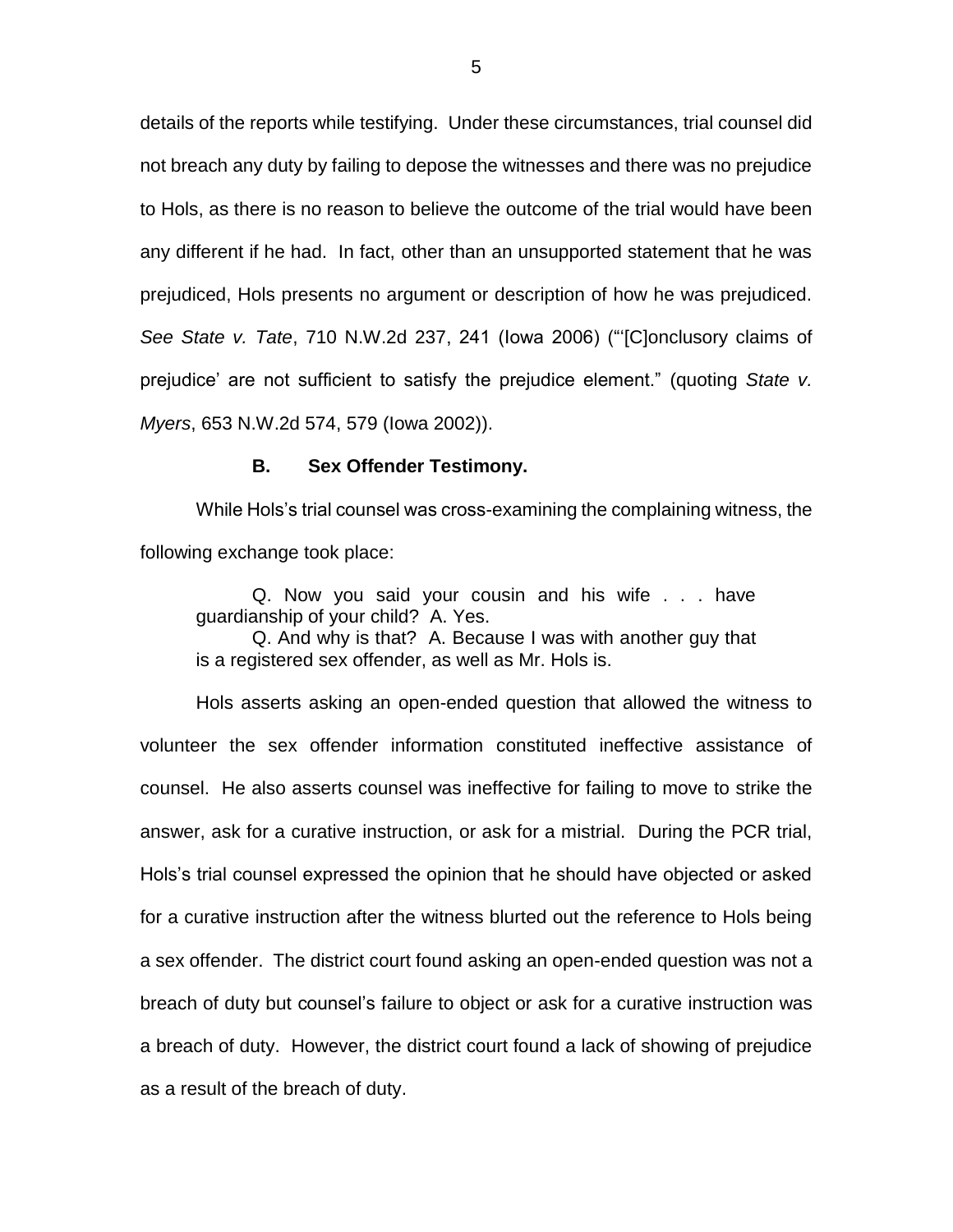details of the reports while testifying. Under these circumstances, trial counsel did not breach any duty by failing to depose the witnesses and there was no prejudice to Hols, as there is no reason to believe the outcome of the trial would have been any different if he had. In fact, other than an unsupported statement that he was prejudiced, Hols presents no argument or description of how he was prejudiced. *See State v. Tate*, 710 N.W.2d 237, 241 (Iowa 2006) ("'[C]onclusory claims of prejudice' are not sufficient to satisfy the prejudice element." (quoting *State v. Myers*, 653 N.W.2d 574, 579 (Iowa 2002)).

### B. Sex Offender Testimony.

While Hols's trial counsel was cross-examining the complaining witness, the following exchange took place:

> Q. Now you said your cousin and his wife . . . have guardianship of your child? A. Yes.
> Q. And why is that? A. Because I was with another guy that is a registered sex offender, as well as Mr. Hols is.

Hols asserts asking an open-ended question that allowed the witness to volunteer the sex offender information constituted ineffective assistance of counsel. He also asserts counsel was ineffective for failing to move to strike the answer, ask for a curative instruction, or ask for a mistrial. During the PCR trial, Hols's trial counsel expressed the opinion that he should have objected or asked for a curative instruction after the witness blurted out the reference to Hols being a sex offender. The district court found asking an open-ended question was not a breach of duty but counsel's failure to object or ask for a curative instruction was a breach of duty. However, the district court found a lack of showing of prejudice as a result of the breach of duty.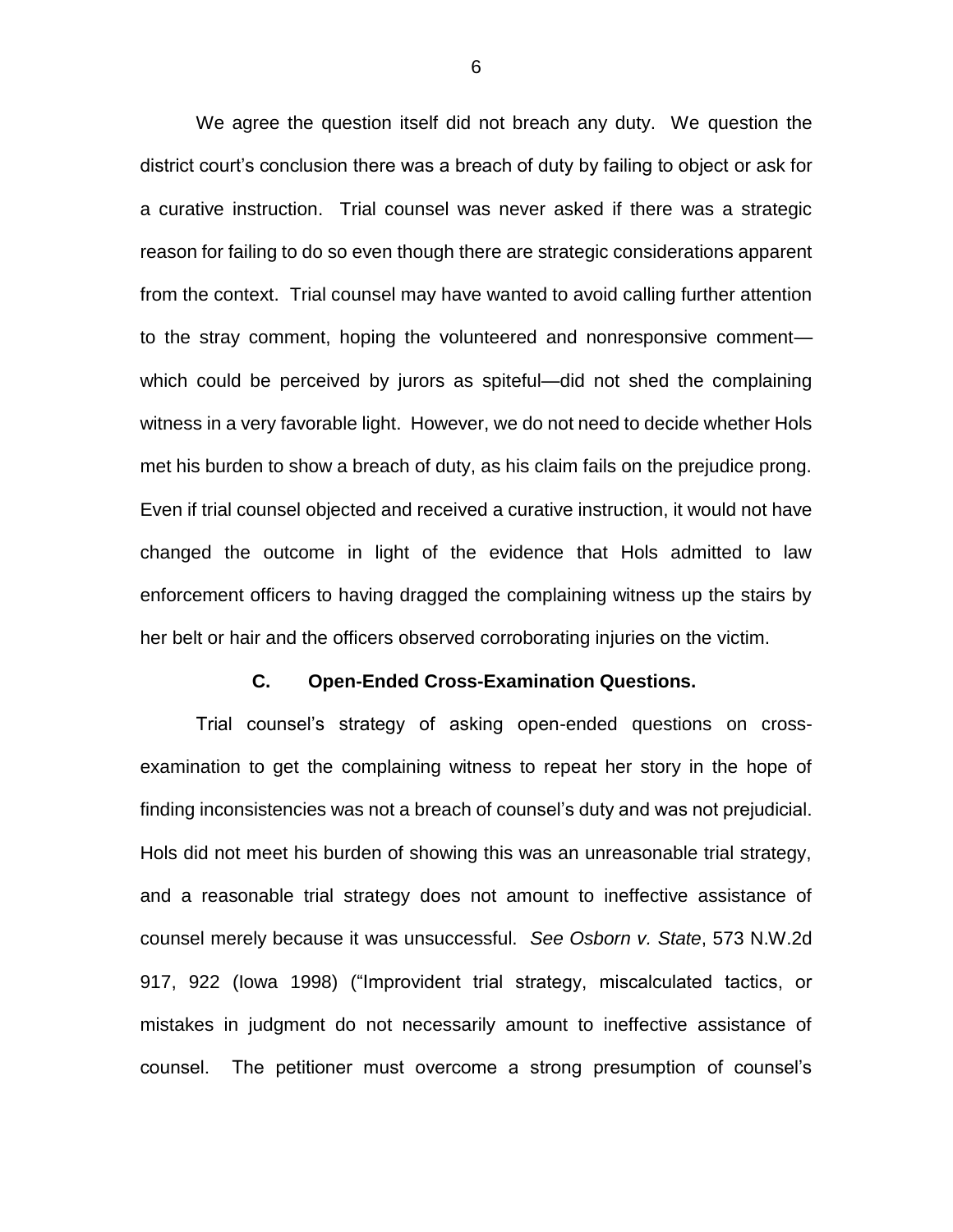We agree the question itself did not breach any duty. We question the district court's conclusion there was a breach of duty by failing to object or ask for a curative instruction. Trial counsel was never asked if there was a strategic reason for failing to do so even though there are strategic considerations apparent from the context. Trial counsel may have wanted to avoid calling further attention to the stray comment, hoping the volunteered and nonresponsive comment—which could be perceived by jurors as spiteful—did not shed the complaining witness in a very favorable light. However, we do not need to decide whether Hols met his burden to show a breach of duty, as his claim fails on the prejudice prong. Even if trial counsel objected and received a curative instruction, it would not have changed the outcome in light of the evidence that Hols admitted to law enforcement officers to having dragged the complaining witness up the stairs by her belt or hair and the officers observed corroborating injuries on the victim.

### C. Open-Ended Cross-Examination Questions.

Trial counsel's strategy of asking open-ended questions on cross-examination to get the complaining witness to repeat her story in the hope of finding inconsistencies was not a breach of counsel's duty and was not prejudicial. Hols did not meet his burden of showing this was an unreasonable trial strategy, and a reasonable trial strategy does not amount to ineffective assistance of counsel merely because it was unsuccessful. *See Osborn v. State*, 573 N.W.2d 917, 922 (Iowa 1998) ("Improvident trial strategy, miscalculated tactics, or mistakes in judgment do not necessarily amount to ineffective assistance of counsel. The petitioner must overcome a strong presumption of counsel's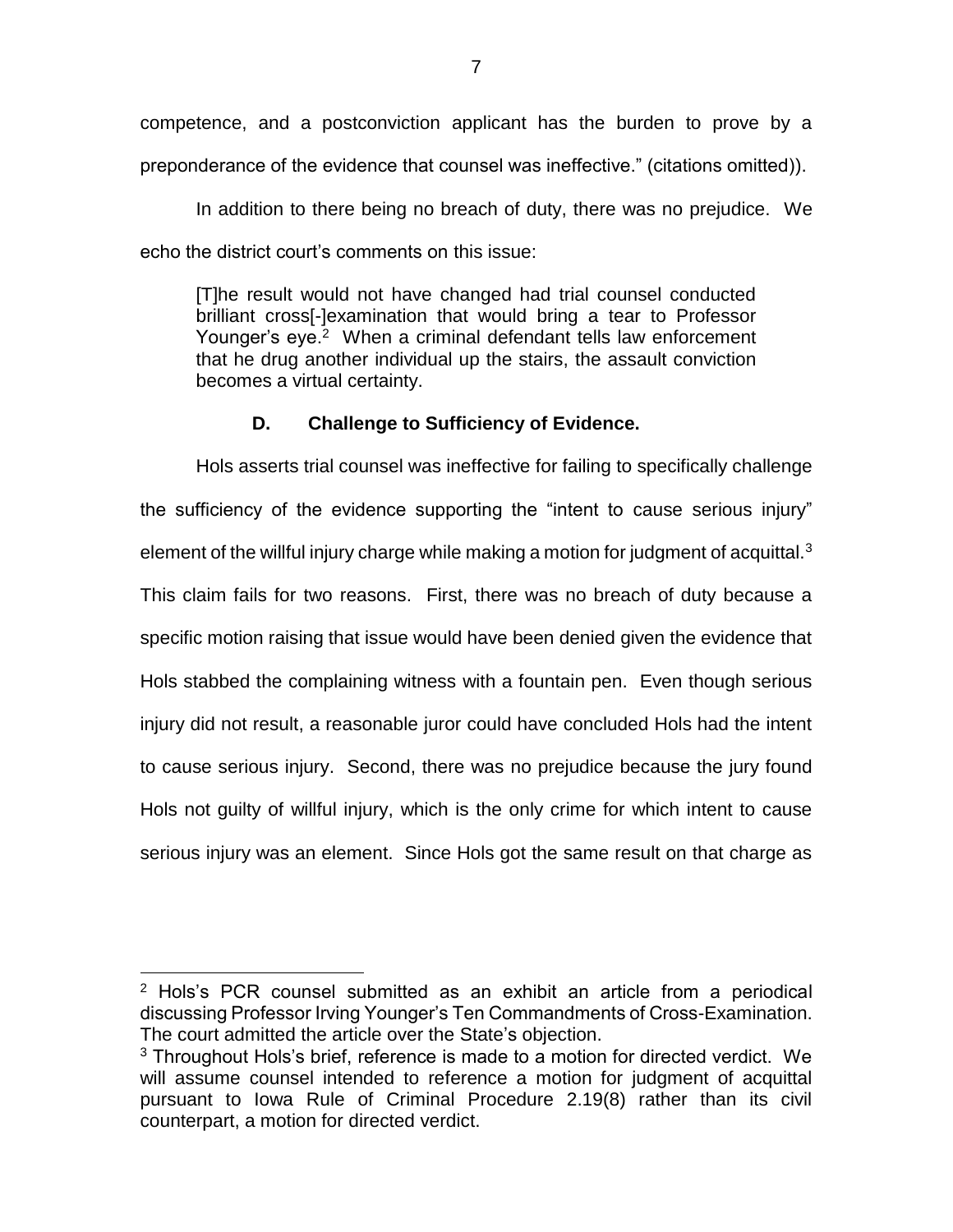competence, and a postconviction applicant has the burden to prove by a preponderance of the evidence that counsel was ineffective." (citations omitted)).

In addition to there being no breach of duty, there was no prejudice. We echo the district court's comments on this issue:

> [T]he result would not have changed had trial counsel conducted brilliant cross[-]examination that would bring a tear to Professor Younger's eye.[2] When a criminal defendant tells law enforcement that he drug another individual up the stairs, the assault conviction becomes a virtual certainty.

### D. Challenge to Sufficiency of Evidence.

Hols asserts trial counsel was ineffective for failing to specifically challenge the sufficiency of the evidence supporting the "intent to cause serious injury" element of the willful injury charge while making a motion for judgment of acquittal.[3] This claim fails for two reasons. First, there was no breach of duty because a specific motion raising that issue would have been denied given the evidence that Hols stabbed the complaining witness with a fountain pen. Even though serious injury did not result, a reasonable juror could have concluded Hols had the intent to cause serious injury. Second, there was no prejudice because the jury found Hols not guilty of willful injury, which is the only crime for which intent to cause serious injury was an element. Since Hols got the same result on that charge as

---

[2] Hols's PCR counsel submitted as an exhibit an article from a periodical discussing Professor Irving Younger's Ten Commandments of Cross-Examination. The court admitted the article over the State's objection.

[3] Throughout Hols's brief, reference is made to a motion for directed verdict. We will assume counsel intended to reference a motion for judgment of acquittal pursuant to Iowa Rule of Criminal Procedure 2.19(8) rather than its civil counterpart, a motion for directed verdict.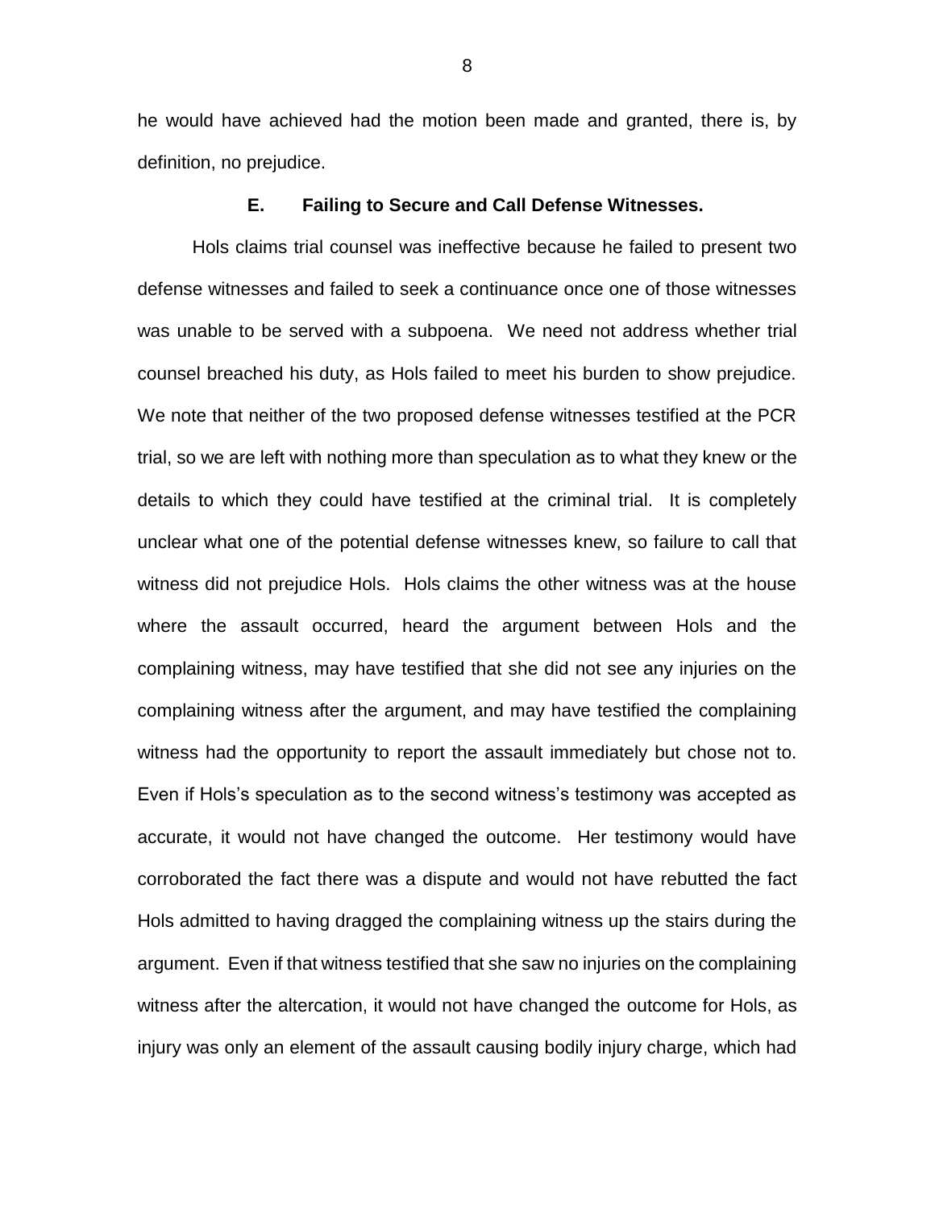he would have achieved had the motion been made and granted, there is, by definition, no prejudice.

### E. Failing to Secure and Call Defense Witnesses.

Hols claims trial counsel was ineffective because he failed to present two defense witnesses and failed to seek a continuance once one of those witnesses was unable to be served with a subpoena. We need not address whether trial counsel breached his duty, as Hols failed to meet his burden to show prejudice. We note that neither of the two proposed defense witnesses testified at the PCR trial, so we are left with nothing more than speculation as to what they knew or the details to which they could have testified at the criminal trial. It is completely unclear what one of the potential defense witnesses knew, so failure to call that witness did not prejudice Hols. Hols claims the other witness was at the house where the assault occurred, heard the argument between Hols and the complaining witness, may have testified that she did not see any injuries on the complaining witness after the argument, and may have testified the complaining witness had the opportunity to report the assault immediately but chose not to. Even if Hols's speculation as to the second witness's testimony was accepted as accurate, it would not have changed the outcome. Her testimony would have corroborated the fact there was a dispute and would not have rebutted the fact Hols admitted to having dragged the complaining witness up the stairs during the argument. Even if that witness testified that she saw no injuries on the complaining witness after the altercation, it would not have changed the outcome for Hols, as injury was only an element of the assault causing bodily injury charge, which had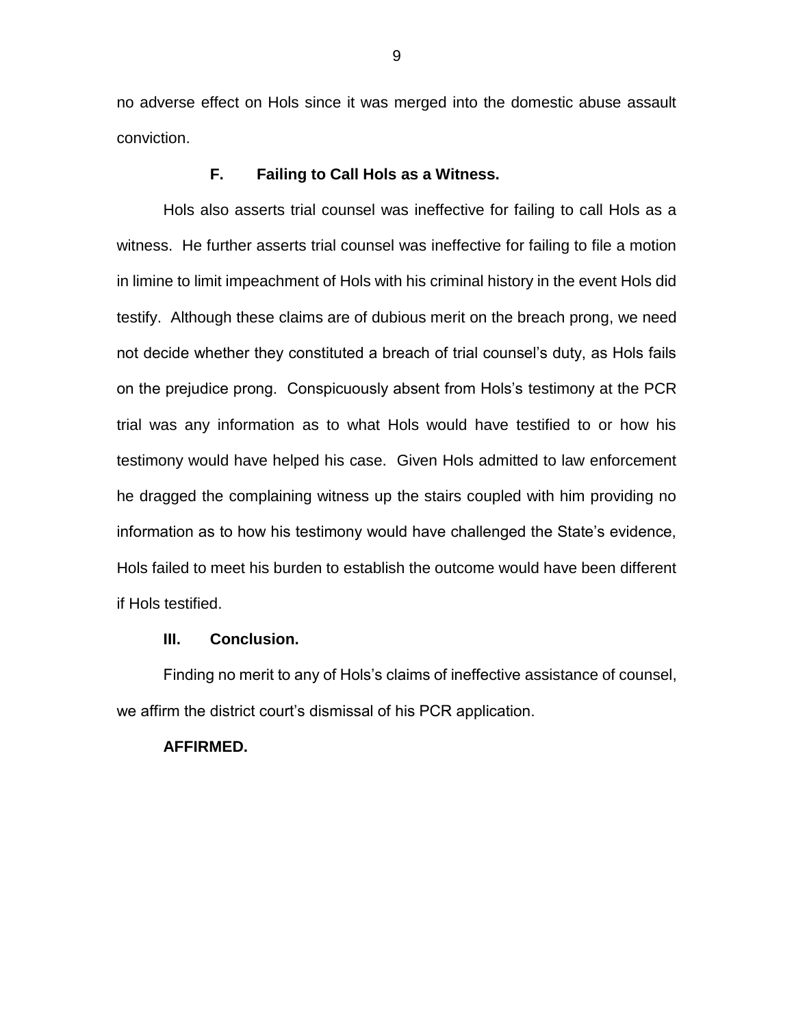no adverse effect on Hols since it was merged into the domestic abuse assault conviction.

### F. Failing to Call Hols as a Witness.

Hols also asserts trial counsel was ineffective for failing to call Hols as a witness. He further asserts trial counsel was ineffective for failing to file a motion in limine to limit impeachment of Hols with his criminal history in the event Hols did testify. Although these claims are of dubious merit on the breach prong, we need not decide whether they constituted a breach of trial counsel's duty, as Hols fails on the prejudice prong. Conspicuously absent from Hols's testimony at the PCR trial was any information as to what Hols would have testified to or how his testimony would have helped his case. Given Hols admitted to law enforcement he dragged the complaining witness up the stairs coupled with him providing no information as to how his testimony would have challenged the State's evidence, Hols failed to meet his burden to establish the outcome would have been different if Hols testified.

## III. Conclusion.

Finding no merit to any of Hols's claims of ineffective assistance of counsel, we affirm the district court's dismissal of his PCR application.

**AFFIRMED.**